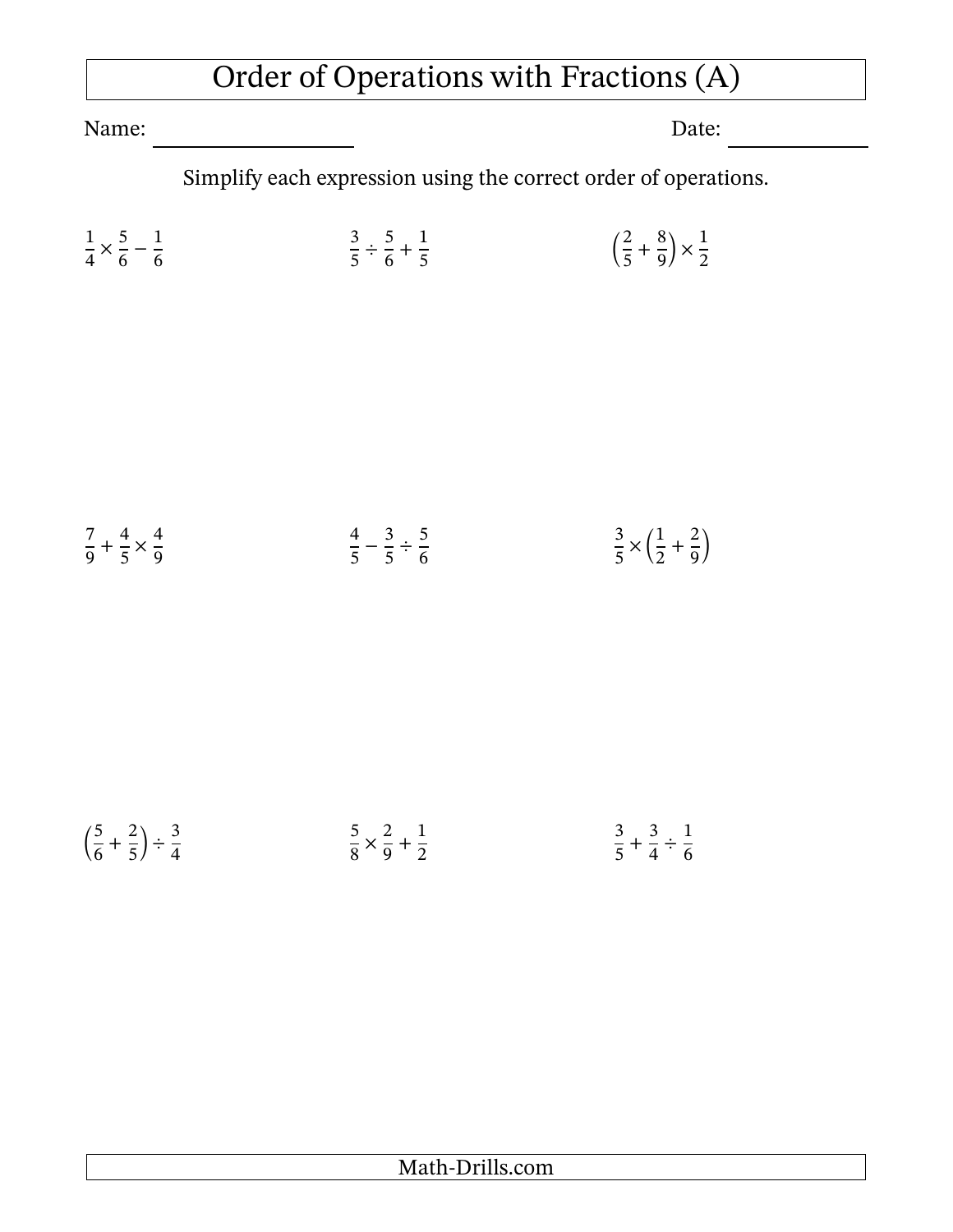# Order of Operations with Fractions (A)

Name: ____________________ Date: ____________

Simplify each expression using the correct order of operations.

$\frac{1}{4} \times \frac{5}{6} - \frac{1}{6}$

$\frac{3}{5} \div \frac{5}{6} + \frac{1}{5}$

$\left(\frac{2}{5} + \frac{8}{9}\right) \times \frac{1}{2}$

$\frac{7}{9} + \frac{4}{5} \times \frac{4}{9}$

$\frac{4}{5} - \frac{3}{5} \div \frac{5}{6}$

$\frac{3}{5} \times \left(\frac{1}{2} + \frac{2}{9}\right)$

$\left(\frac{5}{6} + \frac{2}{5}\right) \div \frac{3}{4}$

$\frac{5}{8} \times \frac{2}{9} + \frac{1}{2}$

$\frac{3}{5} + \frac{3}{4} \div \frac{1}{6}$

Math-Drills.com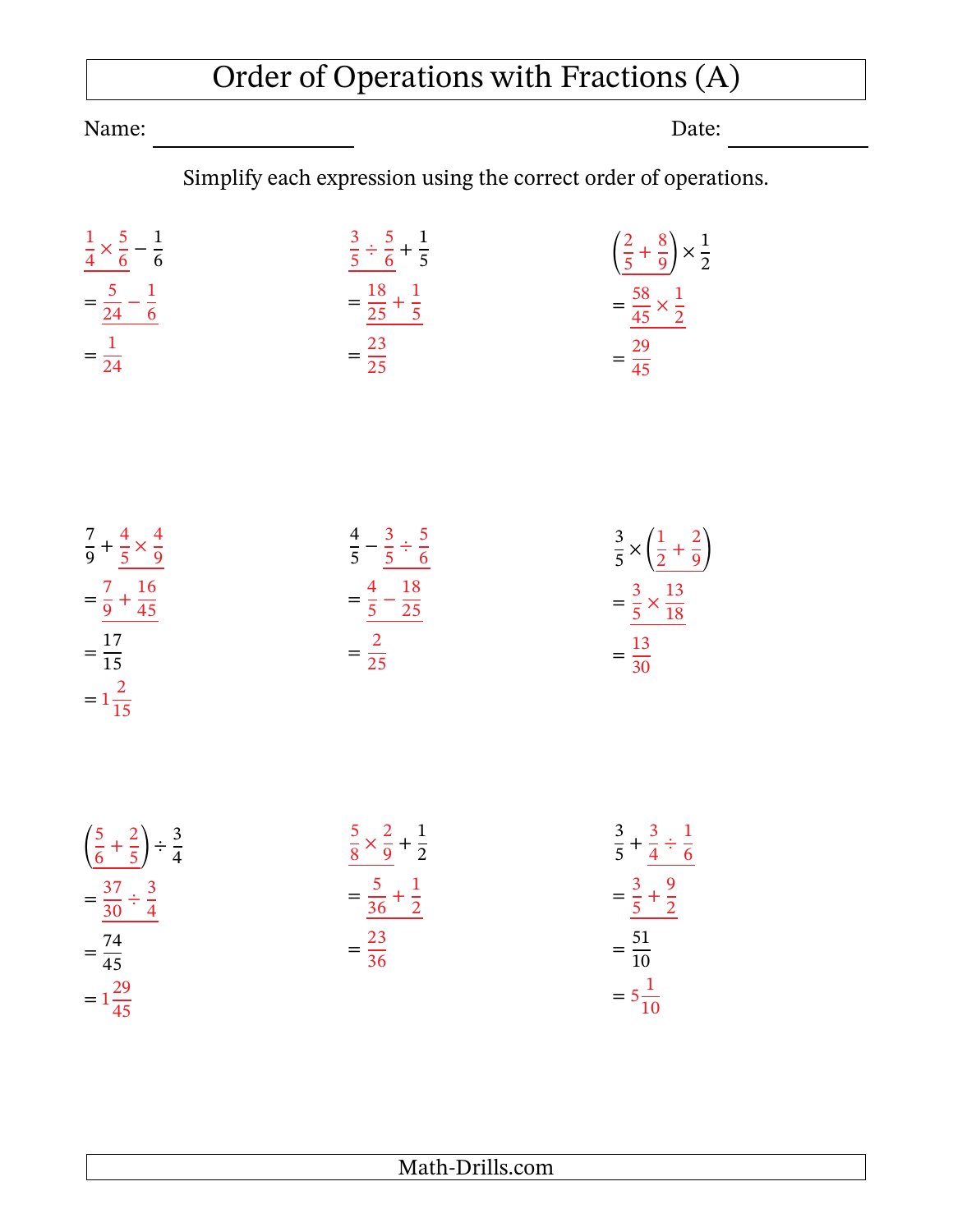# Order of Operations with Fractions (A)

Name: ____________________ Date: ______________

Simplify each expression using the correct order of operations.

$$\frac{1}{4} \times \frac{5}{6} - \frac{1}{6}$$
$$= \frac{5}{24} - \frac{1}{6}$$
$$= \frac{1}{24}$$

$$\frac{3}{5} \div \frac{5}{6} + \frac{1}{5}$$
$$= \frac{18}{25} + \frac{1}{5}$$
$$= \frac{23}{25}$$

$$\left(\frac{2}{5} + \frac{8}{9}\right) \times \frac{1}{2}$$
$$= \frac{58}{45} \times \frac{1}{2}$$
$$= \frac{29}{45}$$

$$\frac{7}{9} + \frac{4}{5} \times \frac{4}{9}$$
$$= \frac{7}{9} + \frac{16}{45}$$
$$= \frac{17}{15}$$
$$= 1\frac{2}{15}$$

$$\frac{4}{5} - \frac{3}{5} \div \frac{5}{6}$$
$$= \frac{4}{5} - \frac{18}{25}$$
$$= \frac{2}{25}$$

$$\frac{3}{5} \times \left(\frac{1}{2} + \frac{2}{9}\right)$$
$$= \frac{3}{5} \times \frac{13}{18}$$
$$= \frac{13}{30}$$

$$\left(\frac{5}{6} + \frac{2}{5}\right) \div \frac{3}{4}$$
$$= \frac{37}{30} \div \frac{3}{4}$$
$$= \frac{74}{45}$$
$$= 1\frac{29}{45}$$

$$\frac{5}{8} \times \frac{2}{9} + \frac{1}{2}$$
$$= \frac{5}{36} + \frac{1}{2}$$
$$= \frac{23}{36}$$

$$\frac{3}{5} + \frac{3}{4} \div \frac{1}{6}$$
$$= \frac{3}{5} + \frac{9}{2}$$
$$= \frac{51}{10}$$
$$= 5\frac{1}{10}$$

Math-Drills.com